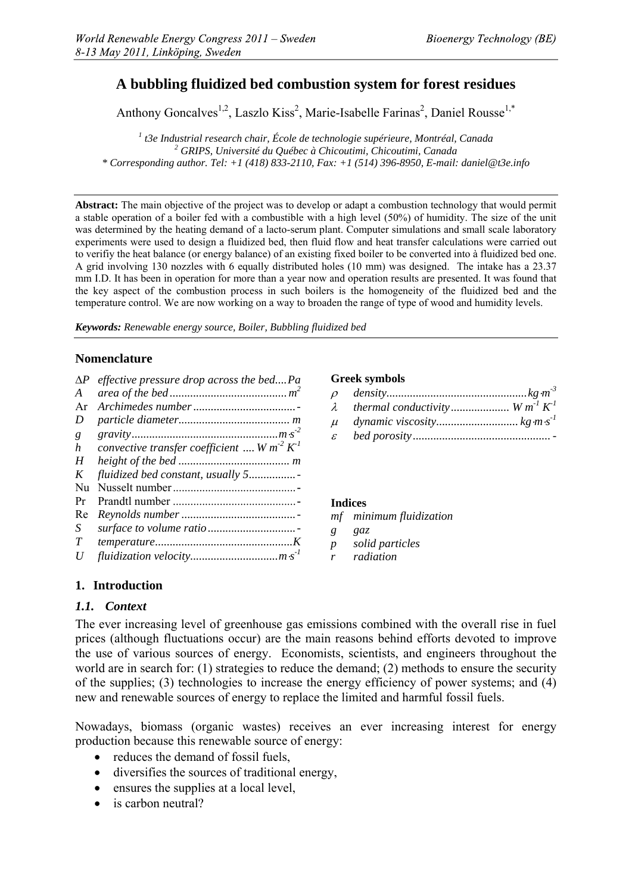// A bubbling fluidized bed combustion system for forest residues

# A bubbling fluidized bed combustion system for forest residues

Anthony Goncalves[1,2], Laszlo Kiss[2], Marie-Isabelle Farinas[2], Daniel Rousse[1,*]

[1] *t3e Industrial research chair, École de technologie supérieure, Montréal, Canada*
[2] *GRIPS, Université du Québec à Chicoutimi, Chicoutimi, Canada*
\* *Corresponding author. Tel: +1 (418) 833-2110, Fax: +1 (514) 396-8950, E-mail: daniel@t3e.info*

**Abstract:** The main objective of the project was to develop or adapt a combustion technology that would permit a stable operation of a boiler fed with a combustible with a high level (50%) of humidity. The size of the unit was determined by the heating demand of a lacto-serum plant. Computer simulations and small scale laboratory experiments were used to design a fluidized bed, then fluid flow and heat transfer calculations were carried out to verifiy the heat balance (or energy balance) of an existing fixed boiler to be converted into à fluidized bed one. A grid involving 130 nozzles with 6 equally distributed holes (10 mm) was designed. The intake has a 23.37 mm I.D. It has been in operation for more than a year now and operation results are presented. It was found that the key aspect of the combustion process in such boilers is the homogeneity of the fluidized bed and the temperature control. We are now working on a way to broaden the range of type of wood and humidity levels.

***Keywords:*** *Renewable energy source, Boiler, Bubbling fluidized bed*

## Nomenclature

| | | |
|---|---|---|
| $\Delta P$ | *effective pressure drop across the bed* | *Pa* |
| $A$ | *area of the bed* | $m^2$ |
| Ar | *Archimedes number* | - |
| $D$ | *particle diameter* | *m* |
| $g$ | *gravity* | $m{\cdot}s^{-2}$ |
| $h$ | *convective transfer coefficient* | $W\,m^{-2}\,K^{-1}$ |
| $H$ | *height of the bed* | *m* |
| $K$ | *fluidized bed constant, usually 5* | - |
| Nu | Nusselt number | - |
| Pr | Prandtl number | - |
| Re | *Reynolds number* | - |
| $S$ | *surface to volume ratio* | - |
| $T$ | *temperature* | *K* |
| $U$ | *fluidization velocity* | $m{\cdot}s^{-1}$ |

**Greek symbols**

| | | |
|---|---|---|
| $\rho$ | *density* | $kg{\cdot}m^{-3}$ |
| $\lambda$ | *thermal conductivity* | $W\,m^{-1}\,K^{-1}$ |
| $\mu$ | *dynamic viscosity* | $kg{\cdot}m{\cdot}s^{-1}$ |
| $\varepsilon$ | *bed porosity* | - |

**Indices**

| | |
|---|---|
| *mf* | *minimum fluidization* |
| *g* | *gaz* |
| *p* | *solid particles* |
| *r* | *radiation* |

## 1. Introduction

### *1.1. Context*

The ever increasing level of greenhouse gas emissions combined with the overall rise in fuel prices (although fluctuations occur) are the main reasons behind efforts devoted to improve the use of various sources of energy. Economists, scientists, and engineers throughout the world are in search for: (1) strategies to reduce the demand; (2) methods to ensure the security of the supplies; (3) technologies to increase the energy efficiency of power systems; and (4) new and renewable sources of energy to replace the limited and harmful fossil fuels.

Nowadays, biomass (organic wastes) receives an ever increasing interest for energy production because this renewable source of energy:

- reduces the demand of fossil fuels,
- diversifies the sources of traditional energy,
- ensures the supplies at a local level,
- is carbon neutral?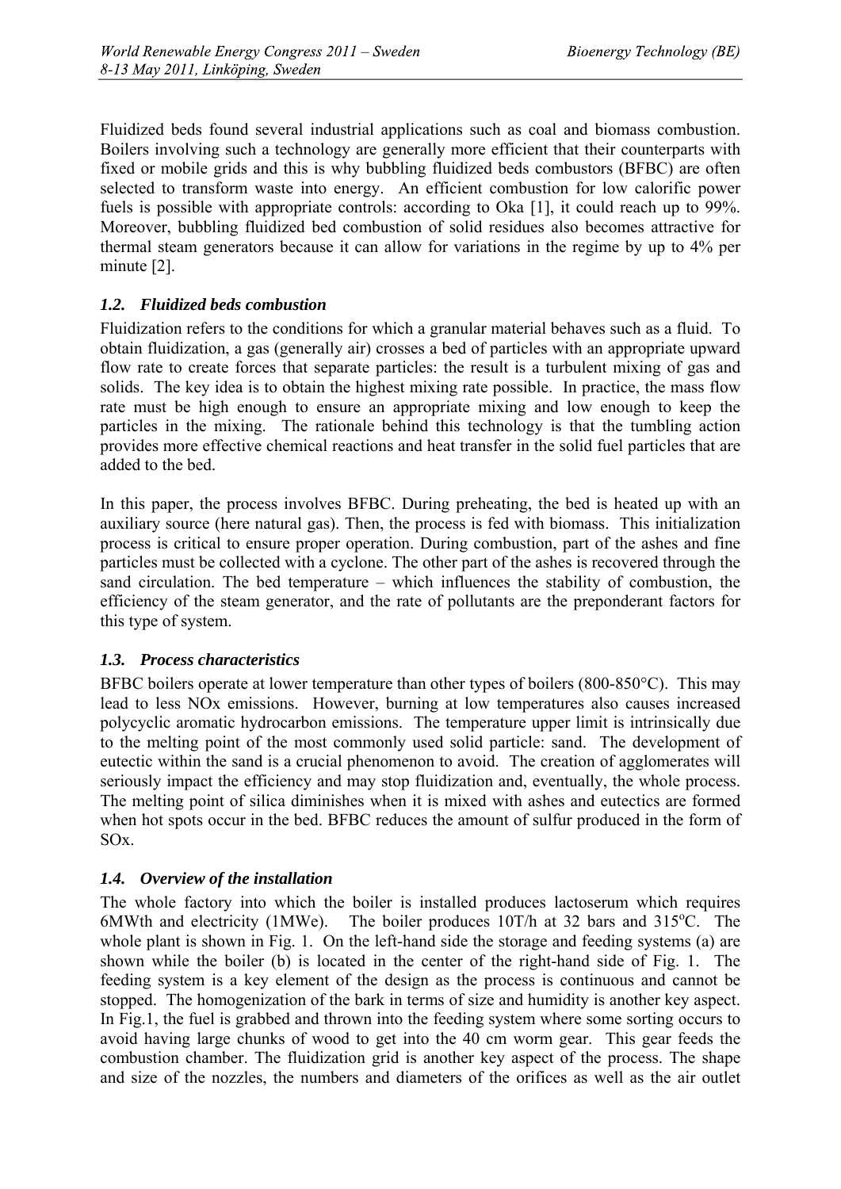Fluidized beds found several industrial applications such as coal and biomass combustion. Boilers involving such a technology are generally more efficient that their counterparts with fixed or mobile grids and this is why bubbling fluidized beds combustors (BFBC) are often selected to transform waste into energy. An efficient combustion for low calorific power fuels is possible with appropriate controls: according to Oka [1], it could reach up to 99%. Moreover, bubbling fluidized bed combustion of solid residues also becomes attractive for thermal steam generators because it can allow for variations in the regime by up to 4% per minute [2].

### *1.2. Fluidized beds combustion*

Fluidization refers to the conditions for which a granular material behaves such as a fluid. To obtain fluidization, a gas (generally air) crosses a bed of particles with an appropriate upward flow rate to create forces that separate particles: the result is a turbulent mixing of gas and solids. The key idea is to obtain the highest mixing rate possible. In practice, the mass flow rate must be high enough to ensure an appropriate mixing and low enough to keep the particles in the mixing. The rationale behind this technology is that the tumbling action provides more effective chemical reactions and heat transfer in the solid fuel particles that are added to the bed.

In this paper, the process involves BFBC. During preheating, the bed is heated up with an auxiliary source (here natural gas). Then, the process is fed with biomass. This initialization process is critical to ensure proper operation. During combustion, part of the ashes and fine particles must be collected with a cyclone. The other part of the ashes is recovered through the sand circulation. The bed temperature – which influences the stability of combustion, the efficiency of the steam generator, and the rate of pollutants are the preponderant factors for this type of system.

### *1.3. Process characteristics*

BFBC boilers operate at lower temperature than other types of boilers (800-850°C). This may lead to less NOx emissions. However, burning at low temperatures also causes increased polycyclic aromatic hydrocarbon emissions. The temperature upper limit is intrinsically due to the melting point of the most commonly used solid particle: sand. The development of eutectic within the sand is a crucial phenomenon to avoid. The creation of agglomerates will seriously impact the efficiency and may stop fluidization and, eventually, the whole process. The melting point of silica diminishes when it is mixed with ashes and eutectics are formed when hot spots occur in the bed. BFBC reduces the amount of sulfur produced in the form of SOx.

### *1.4. Overview of the installation*

The whole factory into which the boiler is installed produces lactoserum which requires 6MWth and electricity (1MWe). The boiler produces 10T/h at 32 bars and 315°C. The whole plant is shown in Fig. 1. On the left-hand side the storage and feeding systems (a) are shown while the boiler (b) is located in the center of the right-hand side of Fig. 1. The feeding system is a key element of the design as the process is continuous and cannot be stopped. The homogenization of the bark in terms of size and humidity is another key aspect. In Fig.1, the fuel is grabbed and thrown into the feeding system where some sorting occurs to avoid having large chunks of wood to get into the 40 cm worm gear. This gear feeds the combustion chamber. The fluidization grid is another key aspect of the process. The shape and size of the nozzles, the numbers and diameters of the orifices as well as the air outlet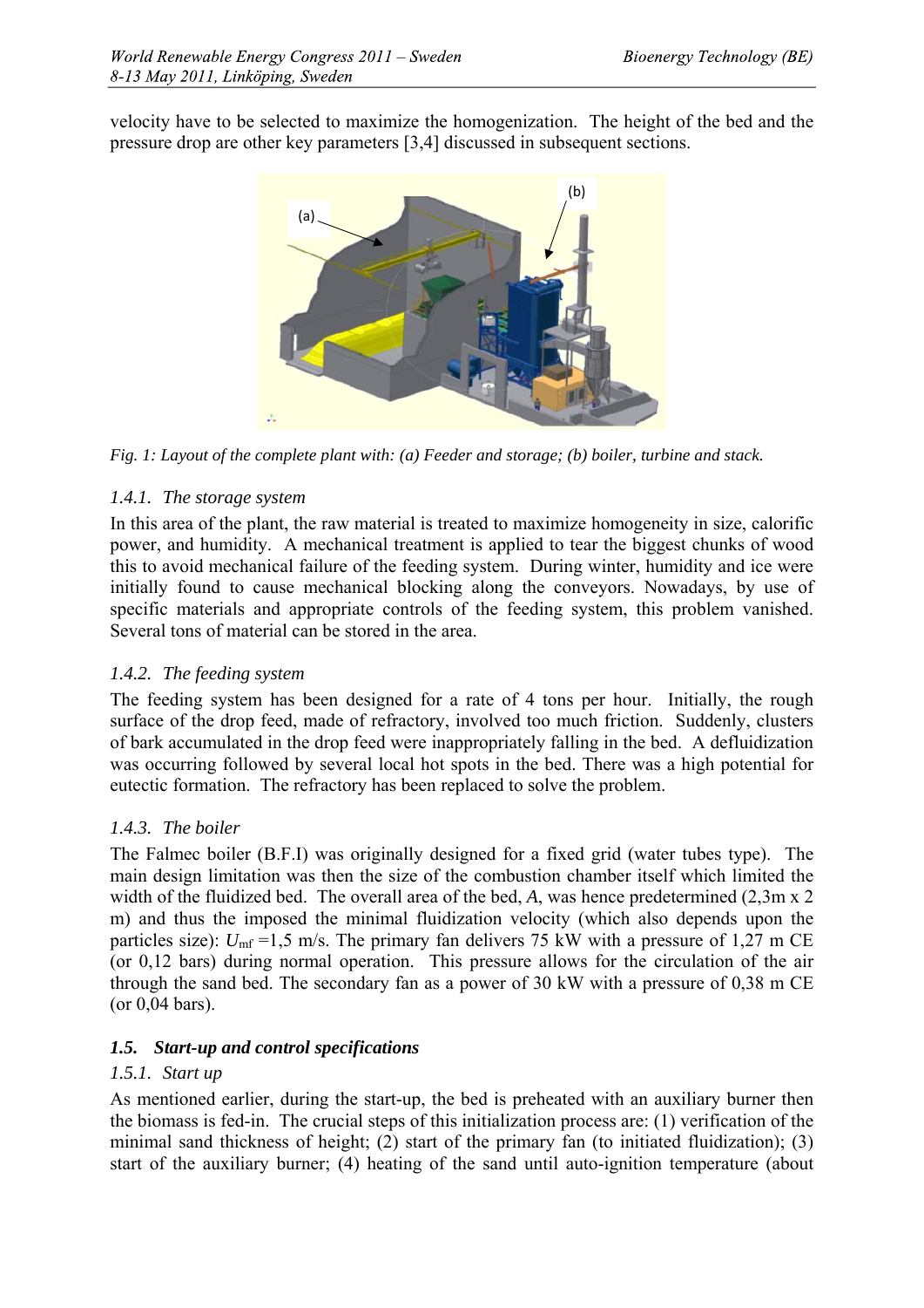velocity have to be selected to maximize the homogenization. The height of the bed and the pressure drop are other key parameters [3,4] discussed in subsequent sections.

Fig. 1: Layout of the complete plant with: (a) Feeder and storage; (b) boiler, turbine and stack.

### 1.4.1. The storage system

In this area of the plant, the raw material is treated to maximize homogeneity in size, calorific power, and humidity. A mechanical treatment is applied to tear the biggest chunks of wood this to avoid mechanical failure of the feeding system. During winter, humidity and ice were initially found to cause mechanical blocking along the conveyors. Nowadays, by use of specific materials and appropriate controls of the feeding system, this problem vanished. Several tons of material can be stored in the area.

### 1.4.2. The feeding system

The feeding system has been designed for a rate of 4 tons per hour. Initially, the rough surface of the drop feed, made of refractory, involved too much friction. Suddenly, clusters of bark accumulated in the drop feed were inappropriately falling in the bed. A defluidization was occurring followed by several local hot spots in the bed. There was a high potential for eutectic formation. The refractory has been replaced to solve the problem.

### 1.4.3. The boiler

The Falmec boiler (B.F.I) was originally designed for a fixed grid (water tubes type). The main design limitation was then the size of the combustion chamber itself which limited the width of the fluidized bed. The overall area of the bed, *A*, was hence predetermined (2,3m x 2 m) and thus the imposed the minimal fluidization velocity (which also depends upon the particles size): $U_{mf}$ =1,5 m/s. The primary fan delivers 75 kW with a pressure of 1,27 m CE (or 0,12 bars) during normal operation. This pressure allows for the circulation of the air through the sand bed. The secondary fan as a power of 30 kW with a pressure of 0,38 m CE (or 0,04 bars).

## 1.5. Start-up and control specifications

### 1.5.1. Start up

As mentioned earlier, during the start-up, the bed is preheated with an auxiliary burner then the biomass is fed-in. The crucial steps of this initialization process are: (1) verification of the minimal sand thickness of height; (2) start of the primary fan (to initiated fluidization); (3) start of the auxiliary burner; (4) heating of the sand until auto-ignition temperature (about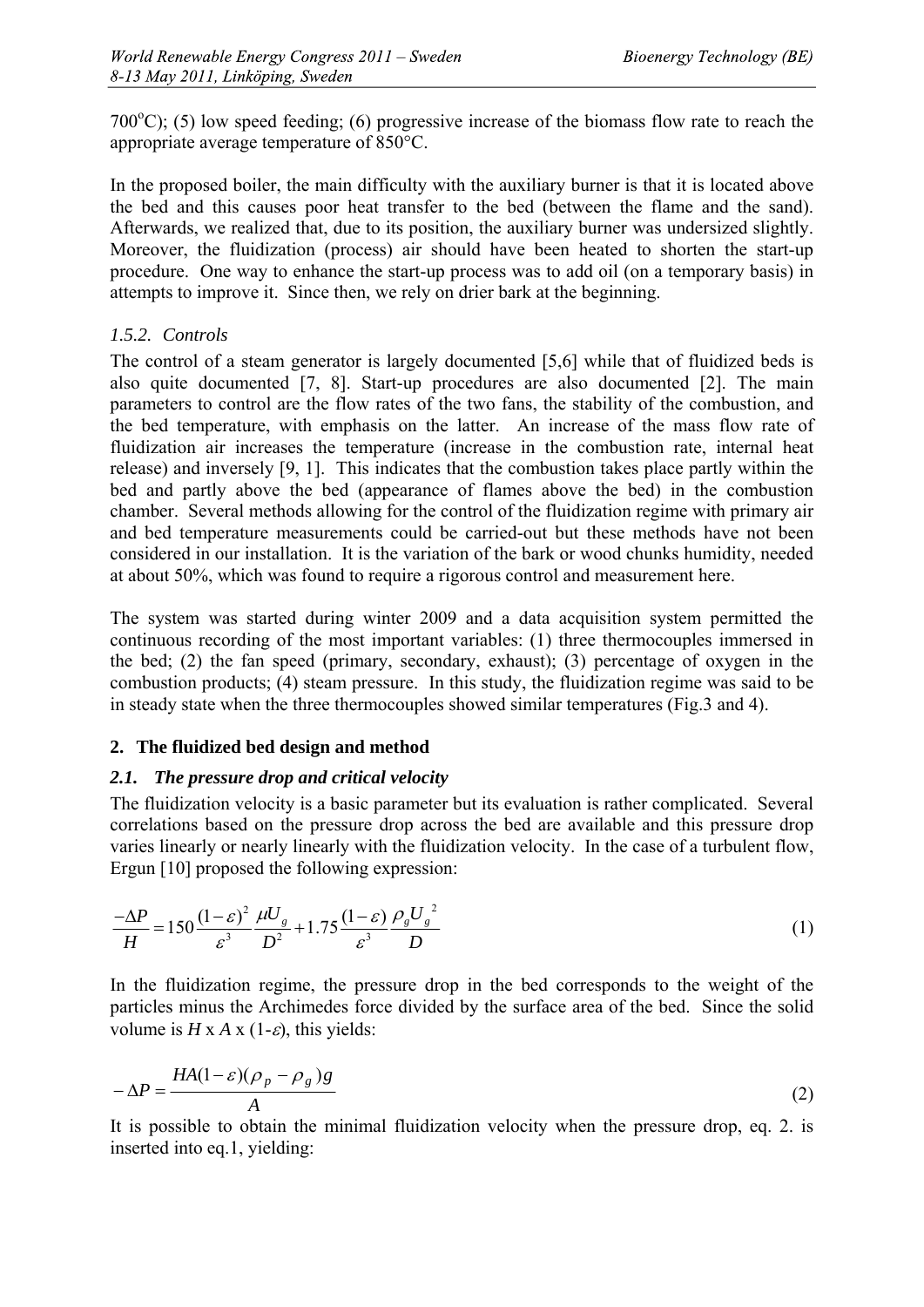700$^{o}$C); (5) low speed feeding; (6) progressive increase of the biomass flow rate to reach the appropriate average temperature of 850°C.

In the proposed boiler, the main difficulty with the auxiliary burner is that it is located above the bed and this causes poor heat transfer to the bed (between the flame and the sand). Afterwards, we realized that, due to its position, the auxiliary burner was undersized slightly. Moreover, the fluidization (process) air should have been heated to shorten the start-up procedure. One way to enhance the start-up process was to add oil (on a temporary basis) in attempts to improve it. Since then, we rely on drier bark at the beginning.

### *1.5.2. Controls*

The control of a steam generator is largely documented [5,6] while that of fluidized beds is also quite documented [7, 8]. Start-up procedures are also documented [2]. The main parameters to control are the flow rates of the two fans, the stability of the combustion, and the bed temperature, with emphasis on the latter. An increase of the mass flow rate of fluidization air increases the temperature (increase in the combustion rate, internal heat release) and inversely [9, 1]. This indicates that the combustion takes place partly within the bed and partly above the bed (appearance of flames above the bed) in the combustion chamber. Several methods allowing for the control of the fluidization regime with primary air and bed temperature measurements could be carried-out but these methods have not been considered in our installation. It is the variation of the bark or wood chunks humidity, needed at about 50%, which was found to require a rigorous control and measurement here.

The system was started during winter 2009 and a data acquisition system permitted the continuous recording of the most important variables: (1) three thermocouples immersed in the bed; (2) the fan speed (primary, secondary, exhaust); (3) percentage of oxygen in the combustion products; (4) steam pressure. In this study, the fluidization regime was said to be in steady state when the three thermocouples showed similar temperatures (Fig.3 and 4).

## 2. The fluidized bed design and method

### *2.1. The pressure drop and critical velocity*

The fluidization velocity is a basic parameter but its evaluation is rather complicated. Several correlations based on the pressure drop across the bed are available and this pressure drop varies linearly or nearly linearly with the fluidization velocity. In the case of a turbulent flow, Ergun [10] proposed the following expression:

$$\frac{-\Delta P}{H} = 150\frac{(1-\varepsilon)^2}{\varepsilon^3}\frac{\mu U_g}{D^2} + 1.75\frac{(1-\varepsilon)}{\varepsilon^3}\frac{\rho_g U_g{}^2}{D} \tag{1}$$

In the fluidization regime, the pressure drop in the bed corresponds to the weight of the particles minus the Archimedes force divided by the surface area of the bed. Since the solid volume is $H$ x $A$ x $(1-\varepsilon)$, this yields:

$$-\Delta P = \frac{HA(1-\varepsilon)(\rho_p - \rho_g)g}{A} \tag{2}$$

It is possible to obtain the minimal fluidization velocity when the pressure drop, eq. 2. is inserted into eq.1, yielding: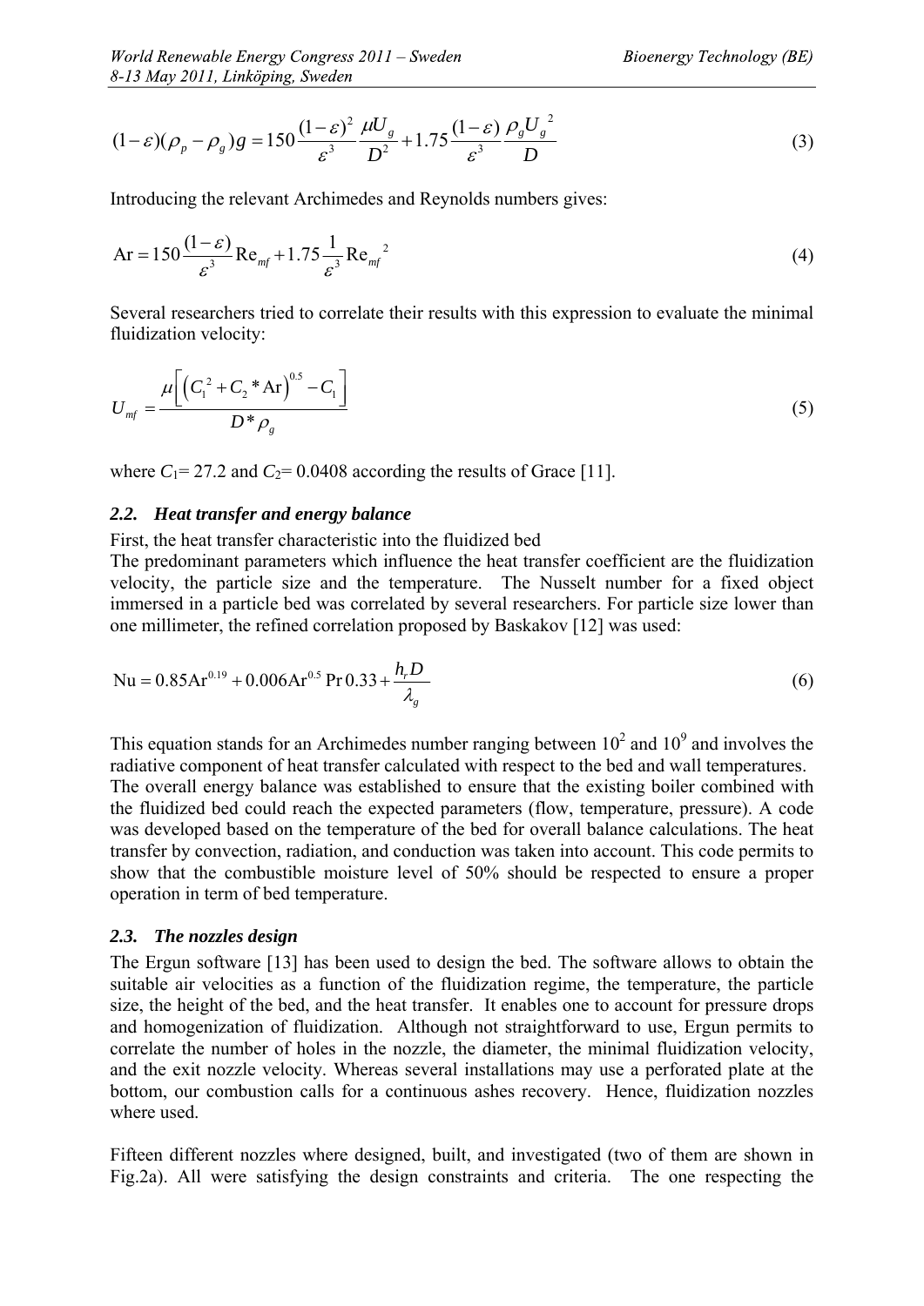$$(1-\varepsilon)(\rho_p - \rho_g)g = 150\frac{(1-\varepsilon)^2}{\varepsilon^3}\frac{\mu U_g}{D^2} + 1.75\frac{(1-\varepsilon)}{\varepsilon^3}\frac{\rho_g U_g^{\ 2}}{D} \tag{3}$$

Introducing the relevant Archimedes and Reynolds numbers gives:

$$\mathrm{Ar} = 150\frac{(1-\varepsilon)}{\varepsilon^3}\mathrm{Re}_{mf} + 1.75\frac{1}{\varepsilon^3}\mathrm{Re}_{mf}^{\ 2} \tag{4}$$

Several researchers tried to correlate their results with this expression to evaluate the minimal fluidization velocity:

$$U_{mf} = \frac{\mu\left[\left(C_1^{\ 2} + C_2 * \mathrm{Ar}\right)^{0.5} - C_1\right]}{D * \rho_g} \tag{5}$$

where $C_1$= 27.2 and $C_2$= 0.0408 according the results of Grace [11].

### *2.2. Heat transfer and energy balance*

First, the heat transfer characteristic into the fluidized bed

The predominant parameters which influence the heat transfer coefficient are the fluidization velocity, the particle size and the temperature. The Nusselt number for a fixed object immersed in a particle bed was correlated by several researchers. For particle size lower than one millimeter, the refined correlation proposed by Baskakov [12] was used:

$$\mathrm{Nu} = 0.85\mathrm{Ar}^{0.19} + 0.006\mathrm{Ar}^{0.5}\,\mathrm{Pr}\,0.33 + \frac{h_r D}{\lambda_g} \tag{6}$$

This equation stands for an Archimedes number ranging between $10^2$ and $10^9$ and involves the radiative component of heat transfer calculated with respect to the bed and wall temperatures.

The overall energy balance was established to ensure that the existing boiler combined with the fluidized bed could reach the expected parameters (flow, temperature, pressure). A code was developed based on the temperature of the bed for overall balance calculations. The heat transfer by convection, radiation, and conduction was taken into account. This code permits to show that the combustible moisture level of 50% should be respected to ensure a proper operation in term of bed temperature.

### *2.3. The nozzles design*

The Ergun software [13] has been used to design the bed. The software allows to obtain the suitable air velocities as a function of the fluidization regime, the temperature, the particle size, the height of the bed, and the heat transfer. It enables one to account for pressure drops and homogenization of fluidization. Although not straightforward to use, Ergun permits to correlate the number of holes in the nozzle, the diameter, the minimal fluidization velocity, and the exit nozzle velocity. Whereas several installations may use a perforated plate at the bottom, our combustion calls for a continuous ashes recovery. Hence, fluidization nozzles where used.

Fifteen different nozzles where designed, built, and investigated (two of them are shown in Fig.2a). All were satisfying the design constraints and criteria. The one respecting the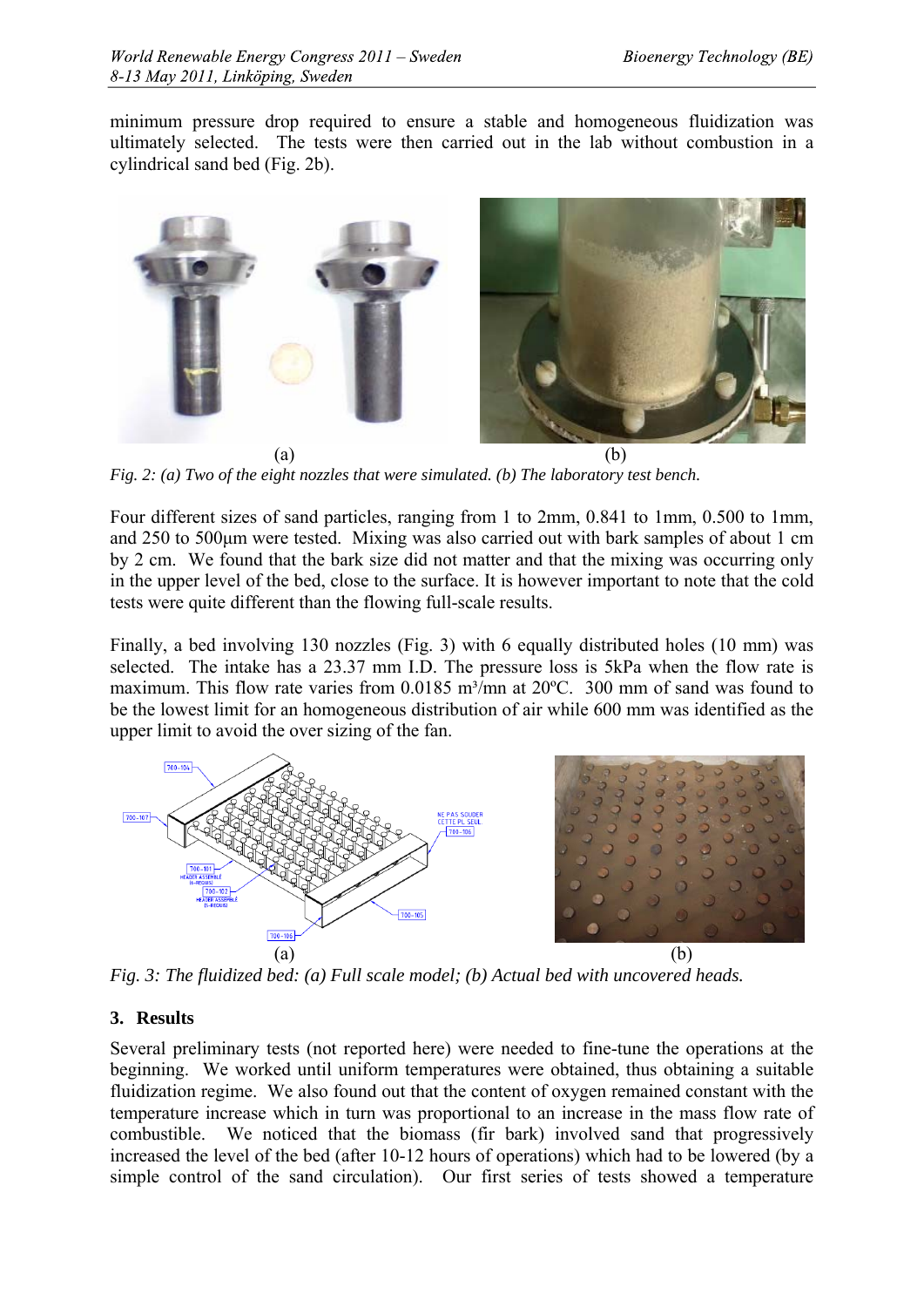minimum pressure drop required to ensure a stable and homogeneous fluidization was ultimately selected. The tests were then carried out in the lab without combustion in a cylindrical sand bed (Fig. 2b).

(a) (b)

*Fig. 2: (a) Two of the eight nozzles that were simulated. (b) The laboratory test bench.*

Four different sizes of sand particles, ranging from 1 to 2mm, 0.841 to 1mm, 0.500 to 1mm, and 250 to 500µm were tested. Mixing was also carried out with bark samples of about 1 cm by 2 cm. We found that the bark size did not matter and that the mixing was occurring only in the upper level of the bed, close to the surface. It is however important to note that the cold tests were quite different than the flowing full-scale results.

Finally, a bed involving 130 nozzles (Fig. 3) with 6 equally distributed holes (10 mm) was selected. The intake has a 23.37 mm I.D. The pressure loss is 5kPa when the flow rate is maximum. This flow rate varies from 0.0185 $m^3$/mn at 20ºC. 300 mm of sand was found to be the lowest limit for an homogeneous distribution of air while 600 mm was identified as the upper limit to avoid the over sizing of the fan.

(a) (b)

*Fig. 3: The fluidized bed: (a) Full scale model; (b) Actual bed with uncovered heads.*

## 3. Results

Several preliminary tests (not reported here) were needed to fine-tune the operations at the beginning. We worked until uniform temperatures were obtained, thus obtaining a suitable fluidization regime. We also found out that the content of oxygen remained constant with the temperature increase which in turn was proportional to an increase in the mass flow rate of combustible. We noticed that the biomass (fir bark) involved sand that progressively increased the level of the bed (after 10-12 hours of operations) which had to be lowered (by a simple control of the sand circulation). Our first series of tests showed a temperature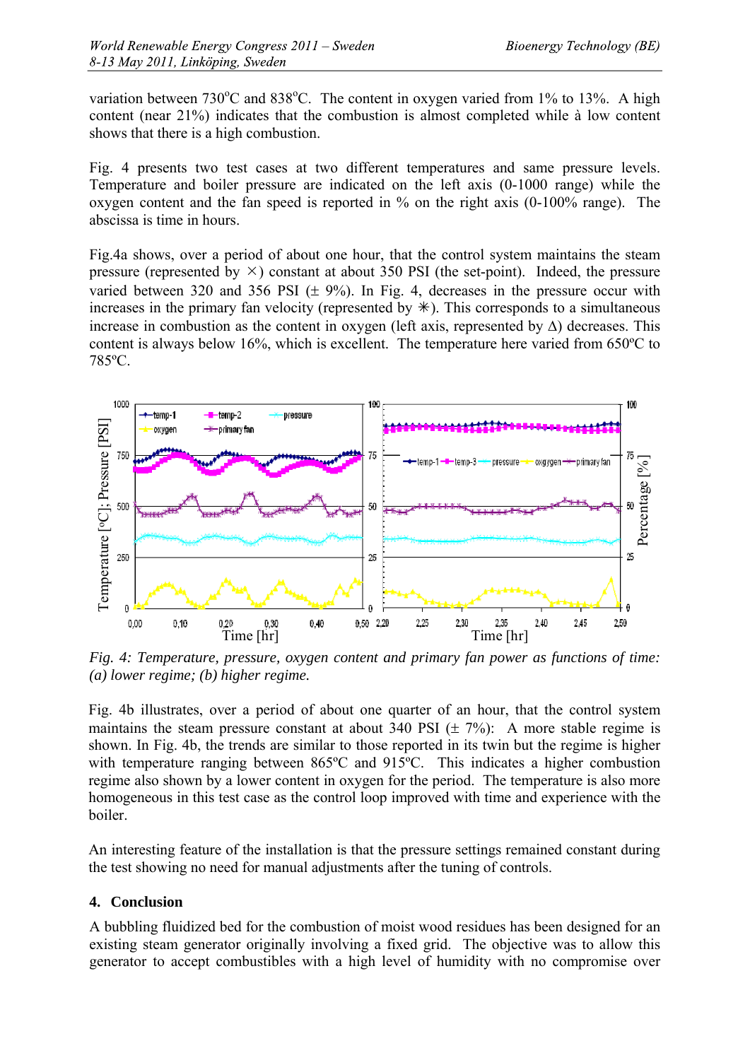variation between 730°C and 838°C. The content in oxygen varied from 1% to 13%. A high content (near 21%) indicates that the combustion is almost completed while à low content shows that there is a high combustion.

Fig. 4 presents two test cases at two different temperatures and same pressure levels. Temperature and boiler pressure are indicated on the left axis (0-1000 range) while the oxygen content and the fan speed is reported in % on the right axis (0-100% range). The abscissa is time in hours.

Fig.4a shows, over a period of about one hour, that the control system maintains the steam pressure (represented by ×) constant at about 350 PSI (the set-point). Indeed, the pressure varied between 320 and 356 PSI (± 9%). In Fig. 4, decreases in the pressure occur with increases in the primary fan velocity (represented by ✳). This corresponds to a simultaneous increase in combustion as the content in oxygen (left axis, represented by Δ) decreases. This content is always below 16%, which is excellent. The temperature here varied from 650ºC to 785ºC.

*Fig. 4: Temperature, pressure, oxygen content and primary fan power as functions of time: (a) lower regime; (b) higher regime.*

Fig. 4b illustrates, over a period of about one quarter of an hour, that the control system maintains the steam pressure constant at about 340 PSI (± 7%): A more stable regime is shown. In Fig. 4b, the trends are similar to those reported in its twin but the regime is higher with temperature ranging between 865ºC and 915ºC. This indicates a higher combustion regime also shown by a lower content in oxygen for the period. The temperature is also more homogeneous in this test case as the control loop improved with time and experience with the boiler.

An interesting feature of the installation is that the pressure settings remained constant during the test showing no need for manual adjustments after the tuning of controls.

## 4. Conclusion

A bubbling fluidized bed for the combustion of moist wood residues has been designed for an existing steam generator originally involving a fixed grid. The objective was to allow this generator to accept combustibles with a high level of humidity with no compromise over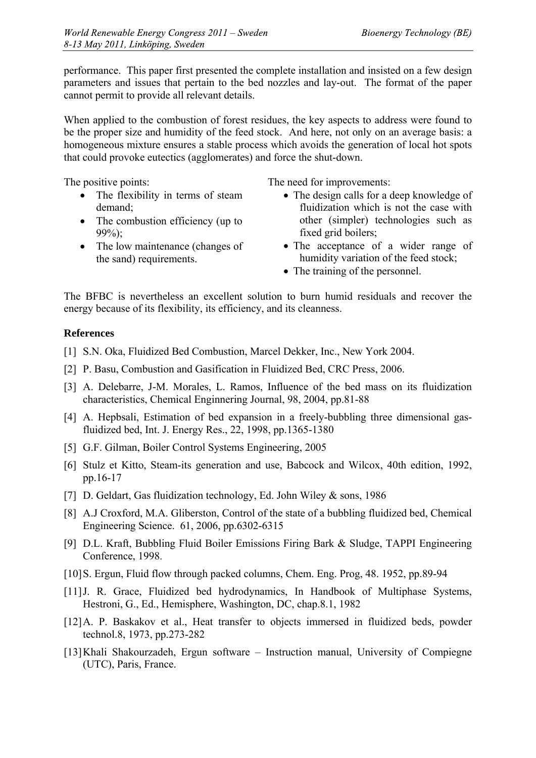performance. This paper first presented the complete installation and insisted on a few design parameters and issues that pertain to the bed nozzles and lay-out. The format of the paper cannot permit to provide all relevant details.

When applied to the combustion of forest residues, the key aspects to address were found to be the proper size and humidity of the feed stock. And here, not only on an average basis: a homogeneous mixture ensures a stable process which avoids the generation of local hot spots that could provoke eutectics (agglomerates) and force the shut-down.

The positive points:

- The flexibility in terms of steam demand;
- The combustion efficiency (up to 99%);
- The low maintenance (changes of the sand) requirements.

The need for improvements:

- The design calls for a deep knowledge of fluidization which is not the case with other (simpler) technologies such as fixed grid boilers;
- The acceptance of a wider range of humidity variation of the feed stock;
- The training of the personnel.

The BFBC is nevertheless an excellent solution to burn humid residuals and recover the energy because of its flexibility, its efficiency, and its cleanness.

**References**

[1] S.N. Oka, Fluidized Bed Combustion, Marcel Dekker, Inc., New York 2004.

[2] P. Basu, Combustion and Gasification in Fluidized Bed, CRC Press, 2006.

[3] A. Delebarre, J-M. Morales, L. Ramos, Influence of the bed mass on its fluidization characteristics, Chemical Enginnering Journal, 98, 2004, pp.81-88

[4] A. Hepbsali, Estimation of bed expansion in a freely-bubbling three dimensional gas-fluidized bed, Int. J. Energy Res., 22, 1998, pp.1365-1380

[5] G.F. Gilman, Boiler Control Systems Engineering, 2005

[6] Stulz et Kitto, Steam-its generation and use, Babcock and Wilcox, 40th edition, 1992, pp.16-17

[7] D. Geldart, Gas fluidization technology, Ed. John Wiley & sons, 1986

[8] A.J Croxford, M.A. Gliberston, Control of the state of a bubbling fluidized bed, Chemical Engineering Science. 61, 2006, pp.6302-6315

[9] D.L. Kraft, Bubbling Fluid Boiler Emissions Firing Bark & Sludge, TAPPI Engineering Conference, 1998.

[10] S. Ergun, Fluid flow through packed columns, Chem. Eng. Prog, 48. 1952, pp.89-94

[11] J. R. Grace, Fluidized bed hydrodynamics, In Handbook of Multiphase Systems, Hestroni, G., Ed., Hemisphere, Washington, DC, chap.8.1, 1982

[12] A. P. Baskakov et al., Heat transfer to objects immersed in fluidized beds, powder technol.8, 1973, pp.273-282

[13] Khali Shakourzadeh, Ergun software – Instruction manual, University of Compiegne (UTC), Paris, France.